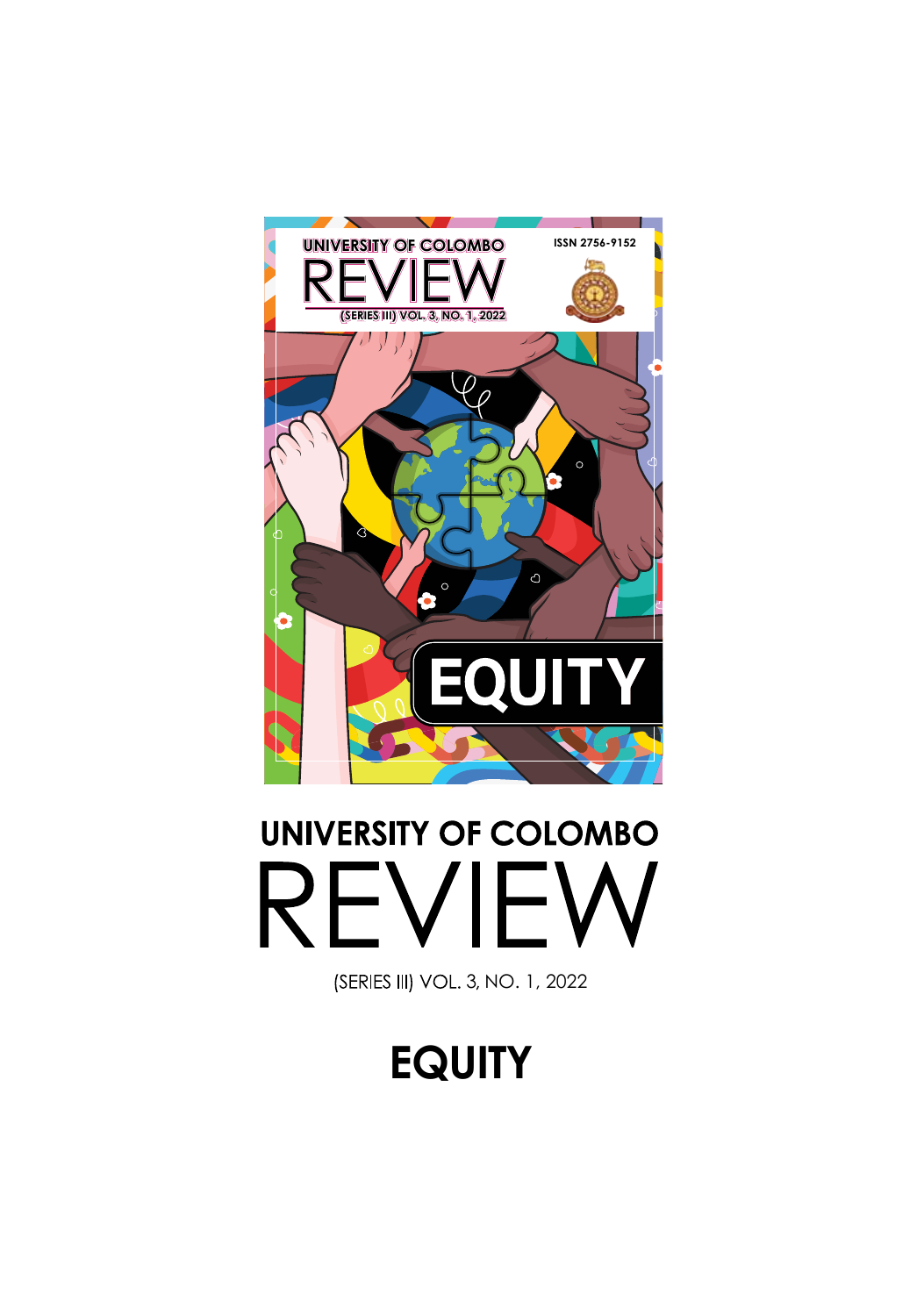# UNIVERSITY OF COLOMBO REVIEW

(SERIES III) VOL. 3, NO. 1, 2022

## EQUITY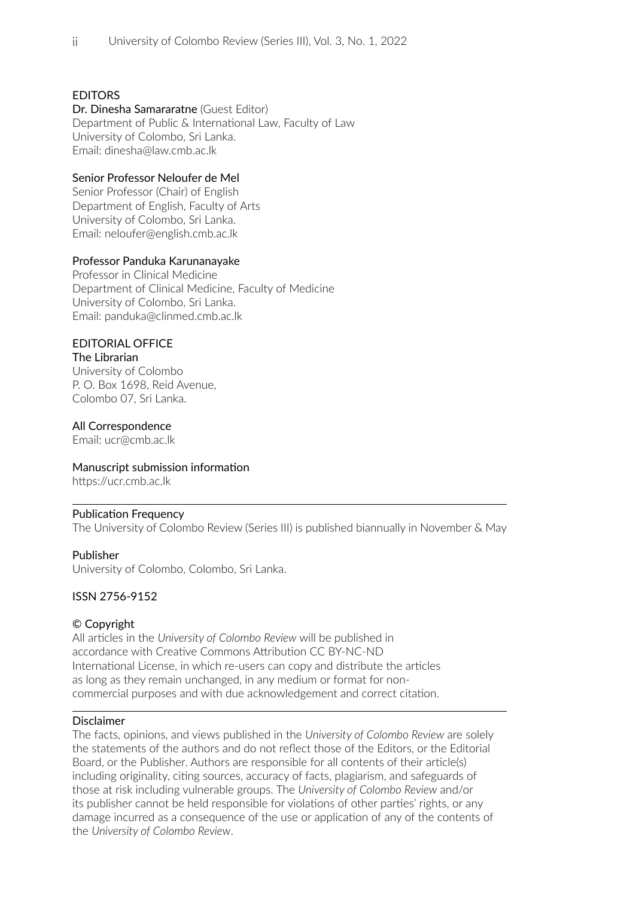## EDITORS

**Dr. Dinesha Samararatne** (Guest Editor)
Department of Public & International Law, Faculty of Law
University of Colombo, Sri Lanka.
Email: dinesha@law.cmb.ac.lk

**Senior Professor Neloufer de Mel**
Senior Professor (Chair) of English
Department of English, Faculty of Arts
University of Colombo, Sri Lanka.
Email: neloufer@english.cmb.ac.lk

**Professor Panduka Karunanayake**
Professor in Clinical Medicine
Department of Clinical Medicine, Faculty of Medicine
University of Colombo, Sri Lanka.
Email: panduka@clinmed.cmb.ac.lk

## EDITORIAL OFFICE

**The Librarian**
University of Colombo
P. O. Box 1698, Reid Avenue,
Colombo 07, Sri Lanka.

**All Correspondence**
Email: ucr@cmb.ac.lk

**Manuscript submission information**
https://ucr.cmb.ac.lk

---

**Publication Frequency**
The University of Colombo Review (Series III) is published biannually in November & May

**Publisher**
University of Colombo, Colombo, Sri Lanka.

**ISSN 2756-9152**

**© Copyright**
All articles in the *University of Colombo Review* will be published in accordance with Creative Commons Attribution CC BY-NC-ND International License, in which re-users can copy and distribute the articles as long as they remain unchanged, in any medium or format for non-commercial purposes and with due acknowledgement and correct citation.

---

**Disclaimer**
The facts, opinions, and views published in the *University of Colombo Review* are solely the statements of the authors and do not reflect those of the Editors, or the Editorial Board, or the Publisher. Authors are responsible for all contents of their article(s) including originality, citing sources, accuracy of facts, plagiarism, and safeguards of those at risk including vulnerable groups. The *University of Colombo Review* and/or its publisher cannot be held responsible for violations of other parties' rights, or any damage incurred as a consequence of the use or application of any of the contents of the *University of Colombo Review*.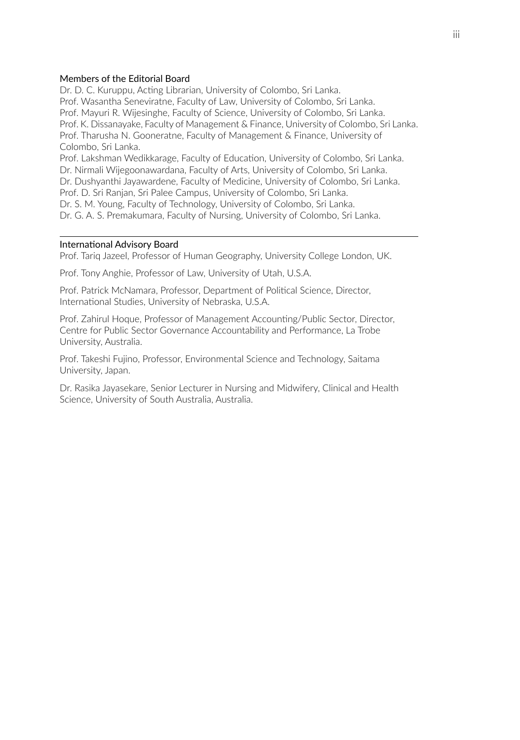## Members of the Editorial Board

Dr. D. C. Kuruppu, Acting Librarian, University of Colombo, Sri Lanka.
Prof. Wasantha Seneviratne, Faculty of Law, University of Colombo, Sri Lanka.
Prof. Mayuri R. Wijesinghe, Faculty of Science, University of Colombo, Sri Lanka.
Prof. K. Dissanayake, Faculty of Management & Finance, University of Colombo, Sri Lanka.
Prof. Tharusha N. Gooneratne, Faculty of Management & Finance, University of Colombo, Sri Lanka.
Prof. Lakshman Wedikkarage, Faculty of Education, University of Colombo, Sri Lanka.
Dr. Nirmali Wijegoonawardana, Faculty of Arts, University of Colombo, Sri Lanka.
Dr. Dushyanthi Jayawardene, Faculty of Medicine, University of Colombo, Sri Lanka.
Prof. D. Sri Ranjan, Sri Palee Campus, University of Colombo, Sri Lanka.
Dr. S. M. Young, Faculty of Technology, University of Colombo, Sri Lanka.
Dr. G. A. S. Premakumara, Faculty of Nursing, University of Colombo, Sri Lanka.

---

## International Advisory Board

Prof. Tariq Jazeel, Professor of Human Geography, University College London, UK.

Prof. Tony Anghie, Professor of Law, University of Utah, U.S.A.

Prof. Patrick McNamara, Professor, Department of Political Science, Director, International Studies, University of Nebraska, U.S.A.

Prof. Zahirul Hoque, Professor of Management Accounting/Public Sector, Director, Centre for Public Sector Governance Accountability and Performance, La Trobe University, Australia.

Prof. Takeshi Fujino, Professor, Environmental Science and Technology, Saitama University, Japan.

Dr. Rasika Jayasekare, Senior Lecturer in Nursing and Midwifery, Clinical and Health Science, University of South Australia, Australia.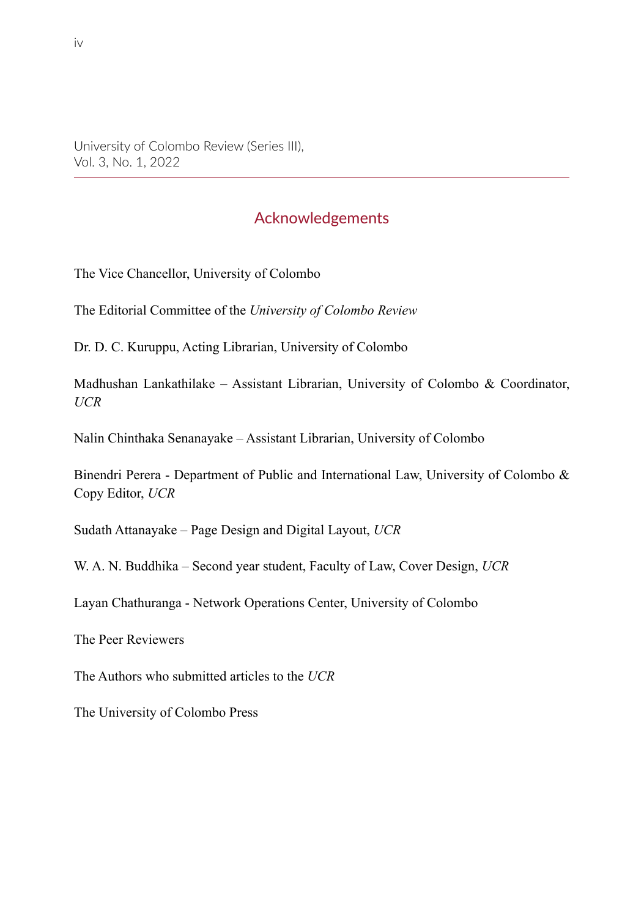# Acknowledgements

The Vice Chancellor, University of Colombo

The Editorial Committee of the *University of Colombo Review*

Dr. D. C. Kuruppu, Acting Librarian, University of Colombo

Madhushan Lankathilake – Assistant Librarian, University of Colombo & Coordinator, *UCR*

Nalin Chinthaka Senanayake – Assistant Librarian, University of Colombo

Binendri Perera - Department of Public and International Law, University of Colombo & Copy Editor, *UCR*

Sudath Attanayake – Page Design and Digital Layout, *UCR*

W. A. N. Buddhika – Second year student, Faculty of Law, Cover Design, *UCR*

Layan Chathuranga - Network Operations Center, University of Colombo

The Peer Reviewers

The Authors who submitted articles to the *UCR*

The University of Colombo Press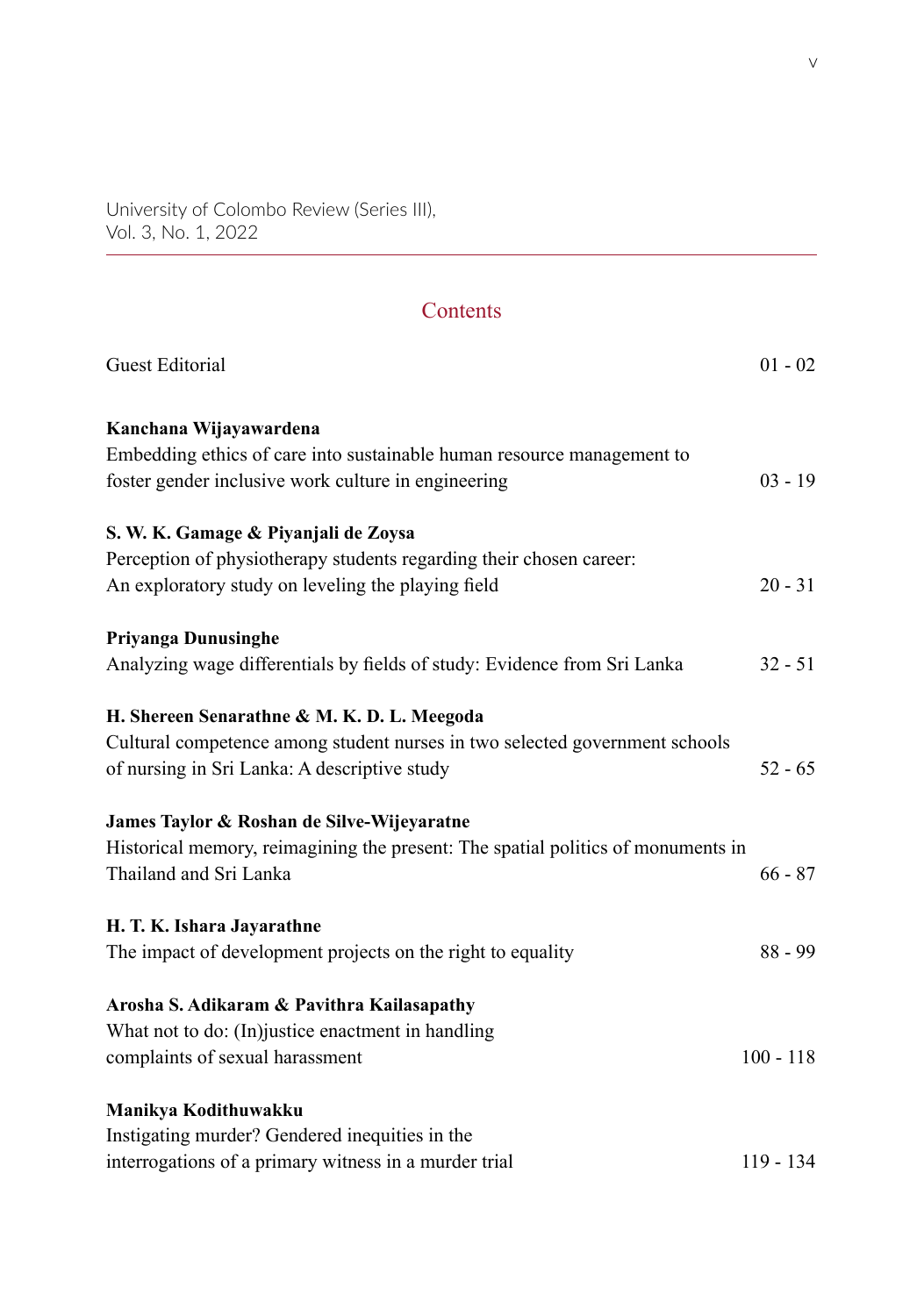University of Colombo Review (Series III),
Vol. 3, No. 1, 2022

## Contents

| | |
|---|---|
| Guest Editorial | 01 - 02 |
| **Kanchana Wijayawardena**<br>Embedding ethics of care into sustainable human resource management to foster gender inclusive work culture in engineering | 03 - 19 |
| **S. W. K. Gamage & Piyanjali de Zoysa**<br>Perception of physiotherapy students regarding their chosen career: An exploratory study on leveling the playing field | 20 - 31 |
| **Priyanga Dunusinghe**<br>Analyzing wage differentials by fields of study: Evidence from Sri Lanka | 32 - 51 |
| **H. Shereen Senarathne & M. K. D. L. Meegoda**<br>Cultural competence among student nurses in two selected government schools of nursing in Sri Lanka: A descriptive study | 52 - 65 |
| **James Taylor & Roshan de Silve-Wijeyaratne**<br>Historical memory, reimagining the present: The spatial politics of monuments in Thailand and Sri Lanka | 66 - 87 |
| **H. T. K. Ishara Jayarathne**<br>The impact of development projects on the right to equality | 88 - 99 |
| **Arosha S. Adikaram & Pavithra Kailasapathy**<br>What not to do: (In)justice enactment in handling complaints of sexual harassment | 100 - 118 |
| **Manikya Kodithuwakku**<br>Instigating murder? Gendered inequities in the interrogations of a primary witness in a murder trial | 119 - 134 |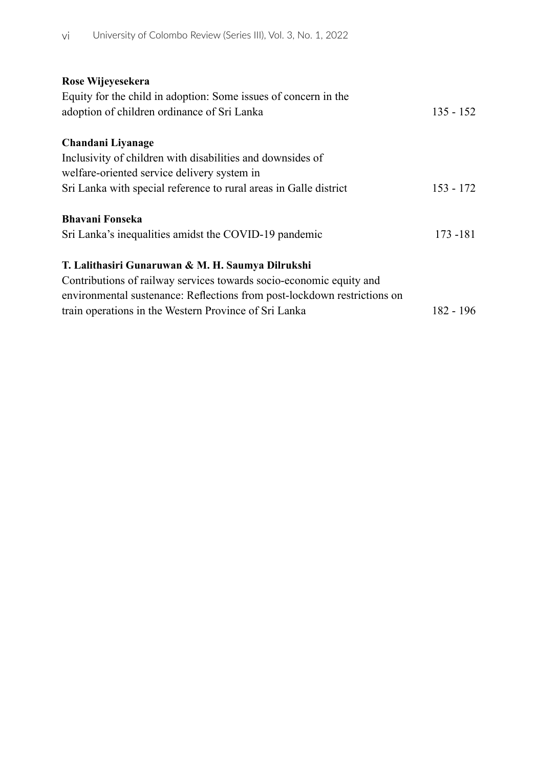**Rose Wijeyesekera**
Equity for the child in adoption: Some issues of concern in the adoption of children ordinance of Sri Lanka 135 - 152

**Chandani Liyanage**
Inclusivity of children with disabilities and downsides of welfare-oriented service delivery system in Sri Lanka with special reference to rural areas in Galle district 153 - 172

**Bhavani Fonseka**
Sri Lanka's inequalities amidst the COVID-19 pandemic 173 -181

**T. Lalithasiri Gunaruwan & M. H. Saumya Dilrukshi**
Contributions of railway services towards socio-economic equity and environmental sustenance: Reflections from post-lockdown restrictions on train operations in the Western Province of Sri Lanka 182 - 196